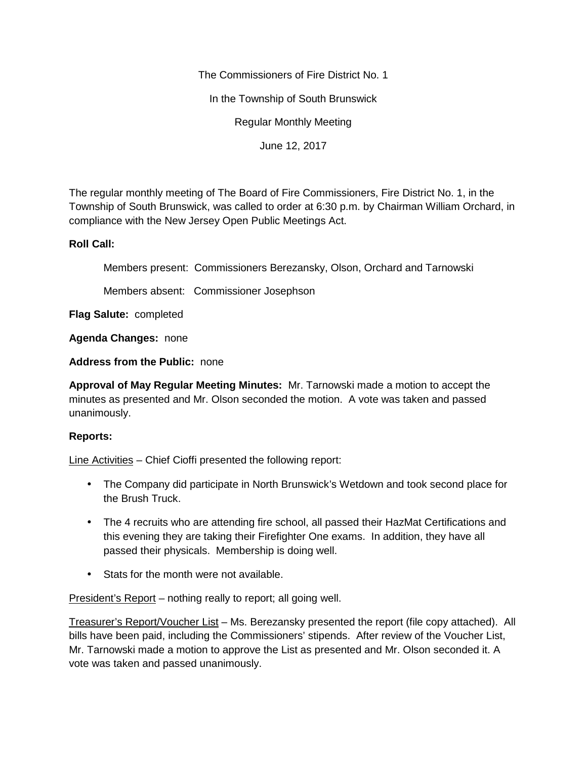The Commissioners of Fire District No. 1

In the Township of South Brunswick

Regular Monthly Meeting

June 12, 2017

The regular monthly meeting of The Board of Fire Commissioners, Fire District No. 1, in the Township of South Brunswick, was called to order at 6:30 p.m. by Chairman William Orchard, in compliance with the New Jersey Open Public Meetings Act.

**Roll Call:**

Members present: Commissioners Berezansky, Olson, Orchard and Tarnowski

Members absent: Commissioner Josephson

**Flag Salute:** completed

**Agenda Changes:** none

**Address from the Public:** none

**Approval of May Regular Meeting Minutes:** Mr. Tarnowski made a motion to accept the minutes as presented and Mr. Olson seconded the motion. A vote was taken and passed unanimously.

**Reports:**

<u>Line Activities</u> – Chief Cioffi presented the following report:

- The Company did participate in North Brunswick's Wetdown and took second place for the Brush Truck.
- The 4 recruits who are attending fire school, all passed their HazMat Certifications and this evening they are taking their Firefighter One exams. In addition, they have all passed their physicals. Membership is doing well.
- Stats for the month were not available.

<u>President's Report</u> – nothing really to report; all going well.

<u>Treasurer's Report/Voucher List</u> – Ms. Berezansky presented the report (file copy attached). All bills have been paid, including the Commissioners' stipends. After review of the Voucher List, Mr. Tarnowski made a motion to approve the List as presented and Mr. Olson seconded it. A vote was taken and passed unanimously.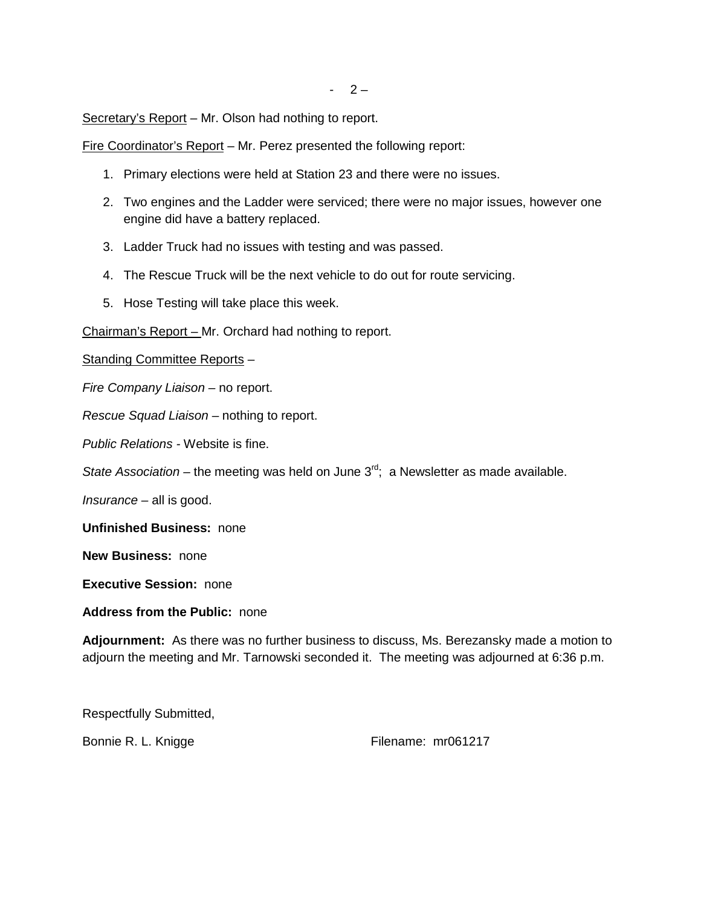Secretary's Report – Mr. Olson had nothing to report.

Fire Coordinator's Report – Mr. Perez presented the following report:

1. Primary elections were held at Station 23 and there were no issues.
2. Two engines and the Ladder were serviced; there were no major issues, however one engine did have a battery replaced.
3. Ladder Truck had no issues with testing and was passed.
4. The Rescue Truck will be the next vehicle to do out for route servicing.
5. Hose Testing will take place this week.

Chairman's Report – Mr. Orchard had nothing to report.

Standing Committee Reports –

*Fire Company Liaison* – no report.

*Rescue Squad Liaison* – nothing to report.

*Public Relations* - Website is fine.

*State Association* – the meeting was held on June 3rd; a Newsletter as made available.

*Insurance* – all is good.

**Unfinished Business:** none

**New Business:** none

**Executive Session:** none

**Address from the Public:** none

**Adjournment:** As there was no further business to discuss, Ms. Berezansky made a motion to adjourn the meeting and Mr. Tarnowski seconded it. The meeting was adjourned at 6:36 p.m.

Respectfully Submitted,

Bonnie R. L. Knigge

Filename: mr061217